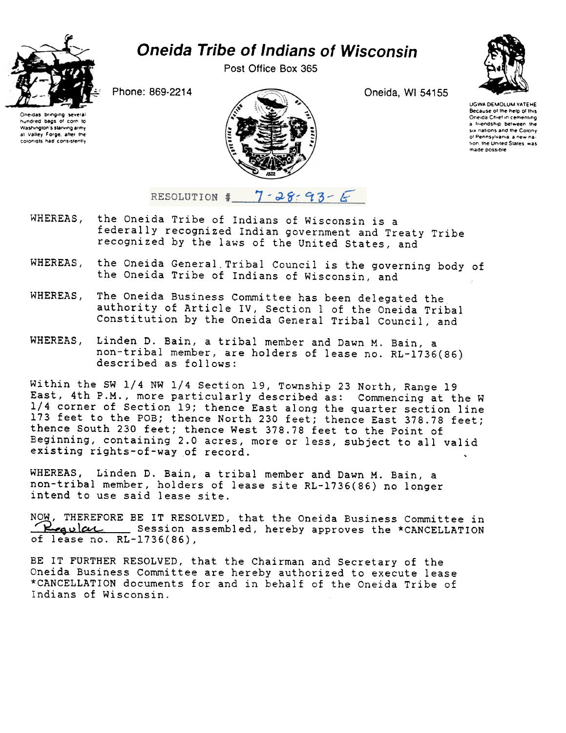# Oneida Tribe of Indians of Wisconsin

Post Office Box 365

Phone: 869-2214

Oneida, WI 54155

Oneidas bringing several hundred bags of corn to Washington's starving army at Valley Forge, after the colonists had consistently

UGWA DEMOLUM YATEHE
Because of the help of this Oneida Chief in cementing a friendship between the six nations and the Colony of Pennsylvania, a new nation, the United States was made possible

RESOLUTION # 7-28-93-E

WHEREAS, the Oneida Tribe of Indians of Wisconsin is a federally recognized Indian government and Treaty Tribe recognized by the laws of the United States, and

WHEREAS, the Oneida General Tribal Council is the governing body of the Oneida Tribe of Indians of Wisconsin, and

WHEREAS, The Oneida Business Committee has been delegated the authority of Article IV, Section 1 of the Oneida Tribal Constitution by the Oneida General Tribal Council, and

WHEREAS, Linden D. Bain, a tribal member and Dawn M. Bain, a non-tribal member, are holders of lease no. RL-1736(86) described as follows:

Within the SW 1/4 NW 1/4 Section 19, Township 23 North, Range 19 East, 4th P.M., more particularly described as: Commencing at the W 1/4 corner of Section 19; thence East along the quarter section line 173 feet to the POB; thence North 230 feet; thence East 378.78 feet; thence South 230 feet; thence West 378.78 feet to the Point of Beginning, containing 2.0 acres, more or less, subject to all valid existing rights-of-way of record.

WHEREAS, Linden D. Bain, a tribal member and Dawn M. Bain, a non-tribal member, holders of lease site RL-1736(86) no longer intend to use said lease site.

NOW, THEREFORE BE IT RESOLVED, that the Oneida Business Committee in Regular Session assembled, hereby approves the *CANCELLATION of lease no. RL-1736(86),

BE IT FURTHER RESOLVED, that the Chairman and Secretary of the Oneida Business Committee are hereby authorized to execute lease *CANCELLATION documents for and in behalf of the Oneida Tribe of Indians of Wisconsin.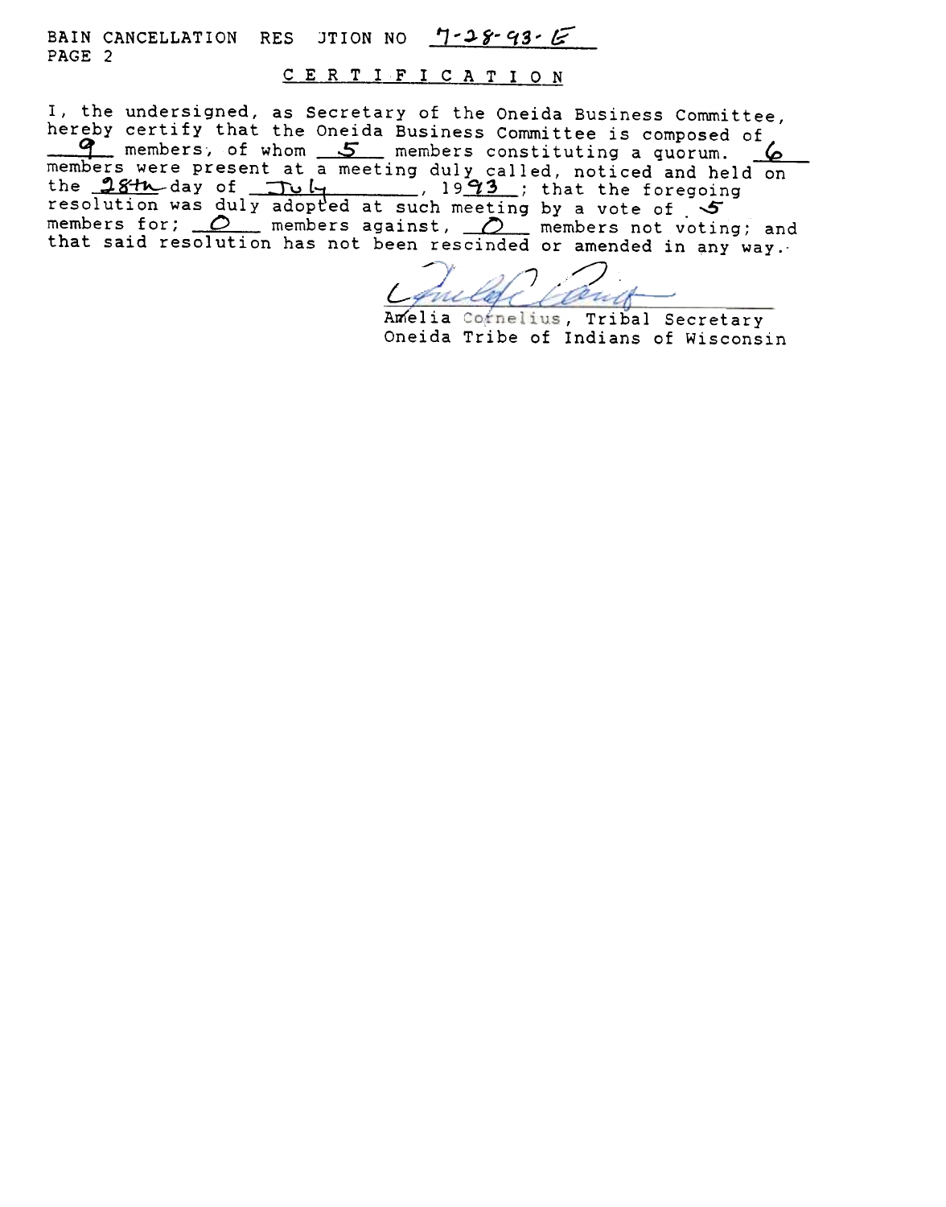BAIN CANCELLATION RES JTION NO 7-28-93-E
PAGE 2

## C E R T I F I C A T I O N

I, the undersigned, as Secretary of the Oneida Business Committee, hereby certify that the Oneida Business Committee is composed of 9 members, of whom 5 members constituting a quorum. 6 members were present at a meeting duly called, noticed and held on the 28th day of July, 1993; that the foregoing resolution was duly adopted at such meeting by a vote of 5 members for; 0 members against, 0 members not voting; and that said resolution has not been rescinded or amended in any way.

Amelia Cornelius, Tribal Secretary
Oneida Tribe of Indians of Wisconsin